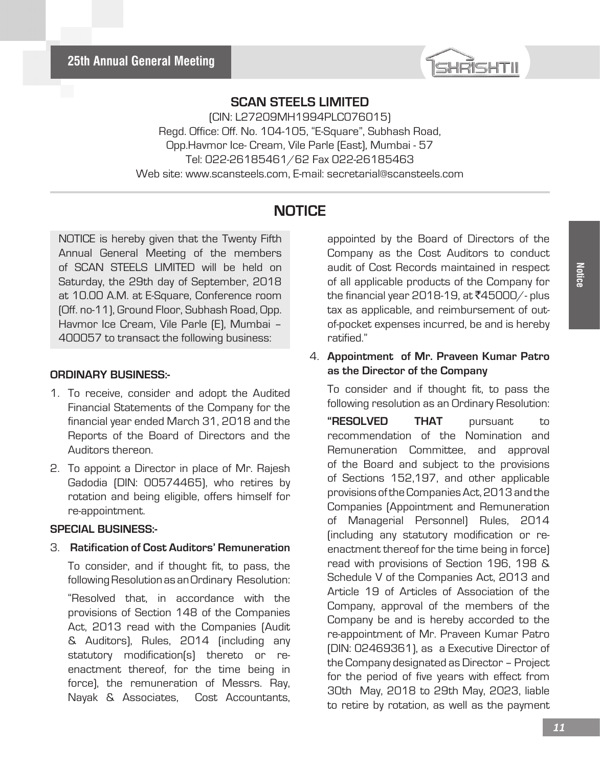# SCAN STEELS LIMITED

(CIN: L27209MH1994PLC076015)
Regd. Office: Off. No. 104-105, "E-Square", Subhash Road,
Opp.Havmor Ice- Cream, Vile Parle (East), Mumbai - 57
Tel: 022-26185461/62 Fax 022-26185463
Web site: www.scansteels.com, E-mail: secretarial@scansteels.com

## NOTICE

NOTICE is hereby given that the Twenty Fifth Annual General Meeting of the members of SCAN STEELS LIMITED will be held on Saturday, the 29th day of September, 2018 at 10.00 A.M. at E-Square, Conference room (Off. no-11), Ground Floor, Subhash Road, Opp. Havmor Ice Cream, Vile Parle (E), Mumbai – 400057 to transact the following business:

**ORDINARY BUSINESS:-**

1. To receive, consider and adopt the Audited Financial Statements of the Company for the financial year ended March 31, 2018 and the Reports of the Board of Directors and the Auditors thereon.
2. To appoint a Director in place of Mr. Rajesh Gadodia (DIN: 00574465), who retires by rotation and being eligible, offers himself for re-appointment.

**SPECIAL BUSINESS:-**

3. **Ratification of Cost Auditors' Remuneration**

   To consider, and if thought fit, to pass, the following Resolution as an Ordinary Resolution:

   "Resolved that, in accordance with the provisions of Section 148 of the Companies Act, 2013 read with the Companies (Audit & Auditors), Rules, 2014 (including any statutory modification(s) thereto or re-enactment thereof, for the time being in force), the remuneration of Messrs. Ray, Nayak & Associates, Cost Accountants, appointed by the Board of Directors of the Company as the Cost Auditors to conduct audit of Cost Records maintained in respect of all applicable products of the Company for the financial year 2018-19, at ₹45000/- plus tax as applicable, and reimbursement of out-of-pocket expenses incurred, be and is hereby ratified."

4. **Appointment of Mr. Praveen Kumar Patro as the Director of the Company**

   To consider and if thought fit, to pass the following resolution as an Ordinary Resolution:

   **"RESOLVED THAT** pursuant to recommendation of the Nomination and Remuneration Committee, and approval of the Board and subject to the provisions of Sections 152,197, and other applicable provisions of the Companies Act, 2013 and the Companies (Appointment and Remuneration of Managerial Personnel) Rules, 2014 (including any statutory modification or re-enactment thereof for the time being in force) read with provisions of Section 196, 198 & Schedule V of the Companies Act, 2013 and Article 19 of Articles of Association of the Company, approval of the members of the Company be and is hereby accorded to the re-appointment of Mr. Praveen Kumar Patro (DIN: 02469361), as a Executive Director of the Company designated as Director – Project for the period of five years with effect from 30th May, 2018 to 29th May, 2023, liable to retire by rotation, as well as the payment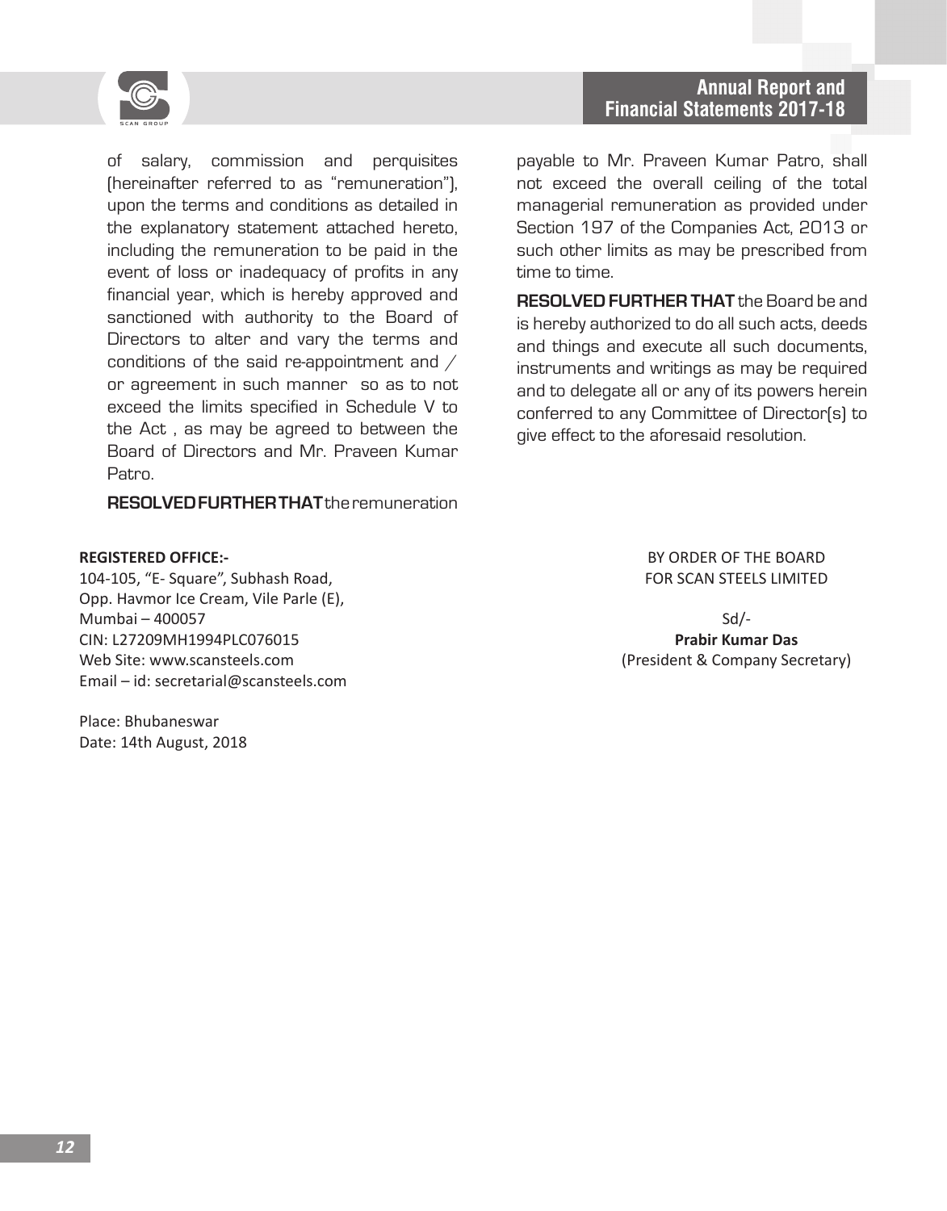of salary, commission and perquisites (hereinafter referred to as "remuneration"), upon the terms and conditions as detailed in the explanatory statement attached hereto, including the remuneration to be paid in the event of loss or inadequacy of profits in any financial year, which is hereby approved and sanctioned with authority to the Board of Directors to alter and vary the terms and conditions of the said re-appointment and / or agreement in such manner so as to not exceed the limits specified in Schedule V to the Act , as may be agreed to between the Board of Directors and Mr. Praveen Kumar Patro.

**RESOLVED FURTHER THAT** the remuneration payable to Mr. Praveen Kumar Patro, shall not exceed the overall ceiling of the total managerial remuneration as provided under Section 197 of the Companies Act, 2013 or such other limits as may be prescribed from time to time.

**RESOLVED FURTHER THAT** the Board be and is hereby authorized to do all such acts, deeds and things and execute all such documents, instruments and writings as may be required and to delegate all or any of its powers herein conferred to any Committee of Director(s) to give effect to the aforesaid resolution.

**REGISTERED OFFICE:-**
104-105, "E- Square", Subhash Road,
Opp. Havmor Ice Cream, Vile Parle (E),
Mumbai – 400057
CIN: L27209MH1994PLC076015
Web Site: www.scansteels.com
Email – id: secretarial@scansteels.com

Place: Bhubaneswar
Date: 14th August, 2018

BY ORDER OF THE BOARD
FOR SCAN STEELS LIMITED

Sd/-
**Prabir Kumar Das**
(President & Company Secretary)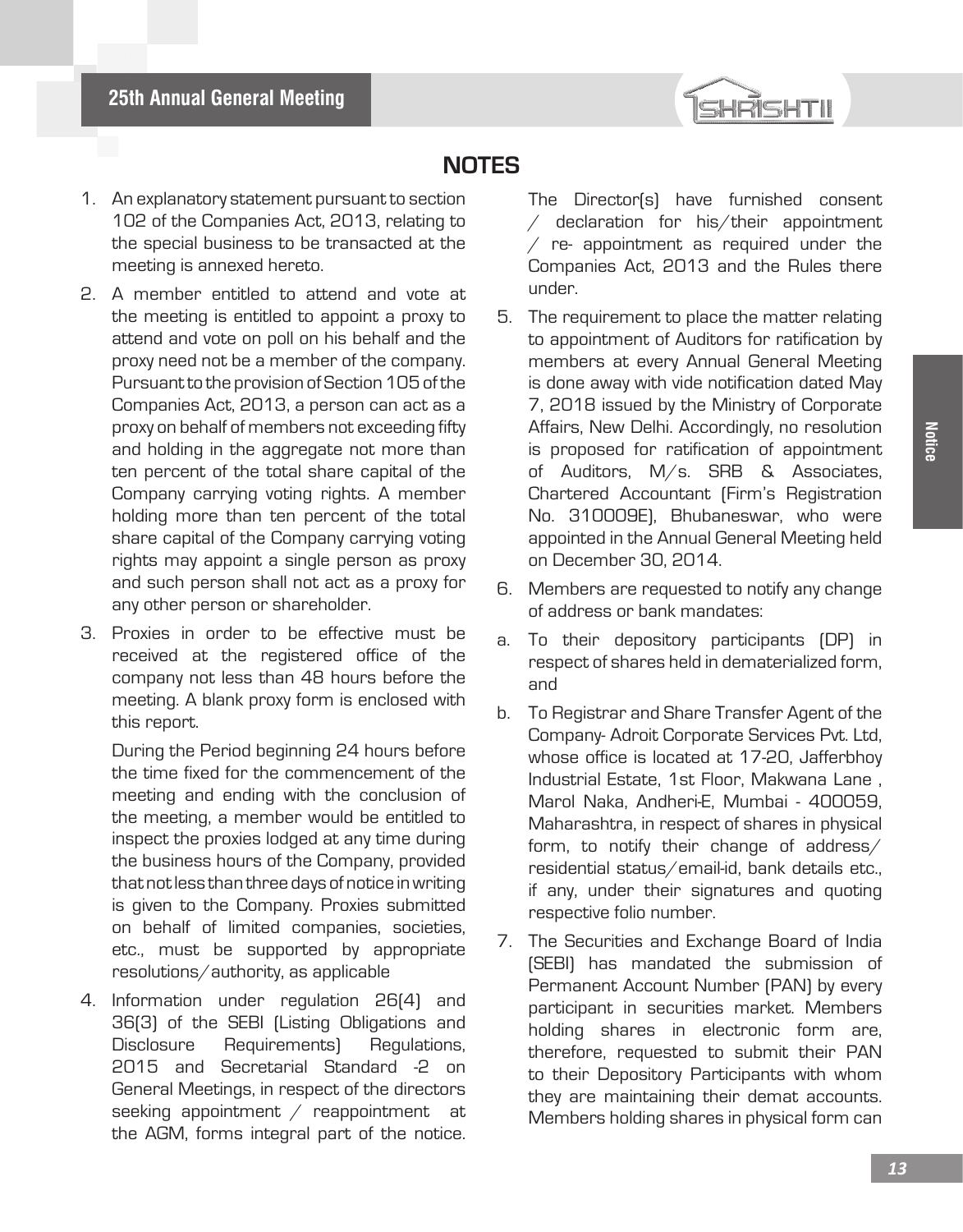## NOTES

1. An explanatory statement pursuant to section 102 of the Companies Act, 2013, relating to the special business to be transacted at the meeting is annexed hereto.

2. A member entitled to attend and vote at the meeting is entitled to appoint a proxy to attend and vote on poll on his behalf and the proxy need not be a member of the company. Pursuant to the provision of Section 105 of the Companies Act, 2013, a person can act as a proxy on behalf of members not exceeding fifty and holding in the aggregate not more than ten percent of the total share capital of the Company carrying voting rights. A member holding more than ten percent of the total share capital of the Company carrying voting rights may appoint a single person as proxy and such person shall not act as a proxy for any other person or shareholder.

3. Proxies in order to be effective must be received at the registered office of the company not less than 48 hours before the meeting. A blank proxy form is enclosed with this report.

   During the Period beginning 24 hours before the time fixed for the commencement of the meeting and ending with the conclusion of the meeting, a member would be entitled to inspect the proxies lodged at any time during the business hours of the Company, provided that not less than three days of notice in writing is given to the Company. Proxies submitted on behalf of limited companies, societies, etc., must be supported by appropriate resolutions/authority, as applicable

4. Information under regulation 26(4) and 36(3) of the SEBI (Listing Obligations and Disclosure Requirements) Regulations, 2015 and Secretarial Standard -2 on General Meetings, in respect of the directors seeking appointment / reappointment at the AGM, forms integral part of the notice. The Director(s) have furnished consent / declaration for his/their appointment / re- appointment as required under the Companies Act, 2013 and the Rules there under.

5. The requirement to place the matter relating to appointment of Auditors for ratification by members at every Annual General Meeting is done away with vide notification dated May 7, 2018 issued by the Ministry of Corporate Affairs, New Delhi. Accordingly, no resolution is proposed for ratification of appointment of Auditors, M/s. SRB & Associates, Chartered Accountant (Firm's Registration No. 310009E), Bhubaneswar, who were appointed in the Annual General Meeting held on December 30, 2014.

6. Members are requested to notify any change of address or bank mandates:

   a. To their depository participants (DP) in respect of shares held in dematerialized form, and

   b. To Registrar and Share Transfer Agent of the Company- Adroit Corporate Services Pvt. Ltd, whose office is located at 17-20, Jafferbhoy Industrial Estate, 1st Floor, Makwana Lane , Marol Naka, Andheri-E, Mumbai - 400059, Maharashtra, in respect of shares in physical form, to notify their change of address/ residential status/email-id, bank details etc., if any, under their signatures and quoting respective folio number.

7. The Securities and Exchange Board of India (SEBI) has mandated the submission of Permanent Account Number (PAN) by every participant in securities market. Members holding shares in electronic form are, therefore, requested to submit their PAN to their Depository Participants with whom they are maintaining their demat accounts. Members holding shares in physical form can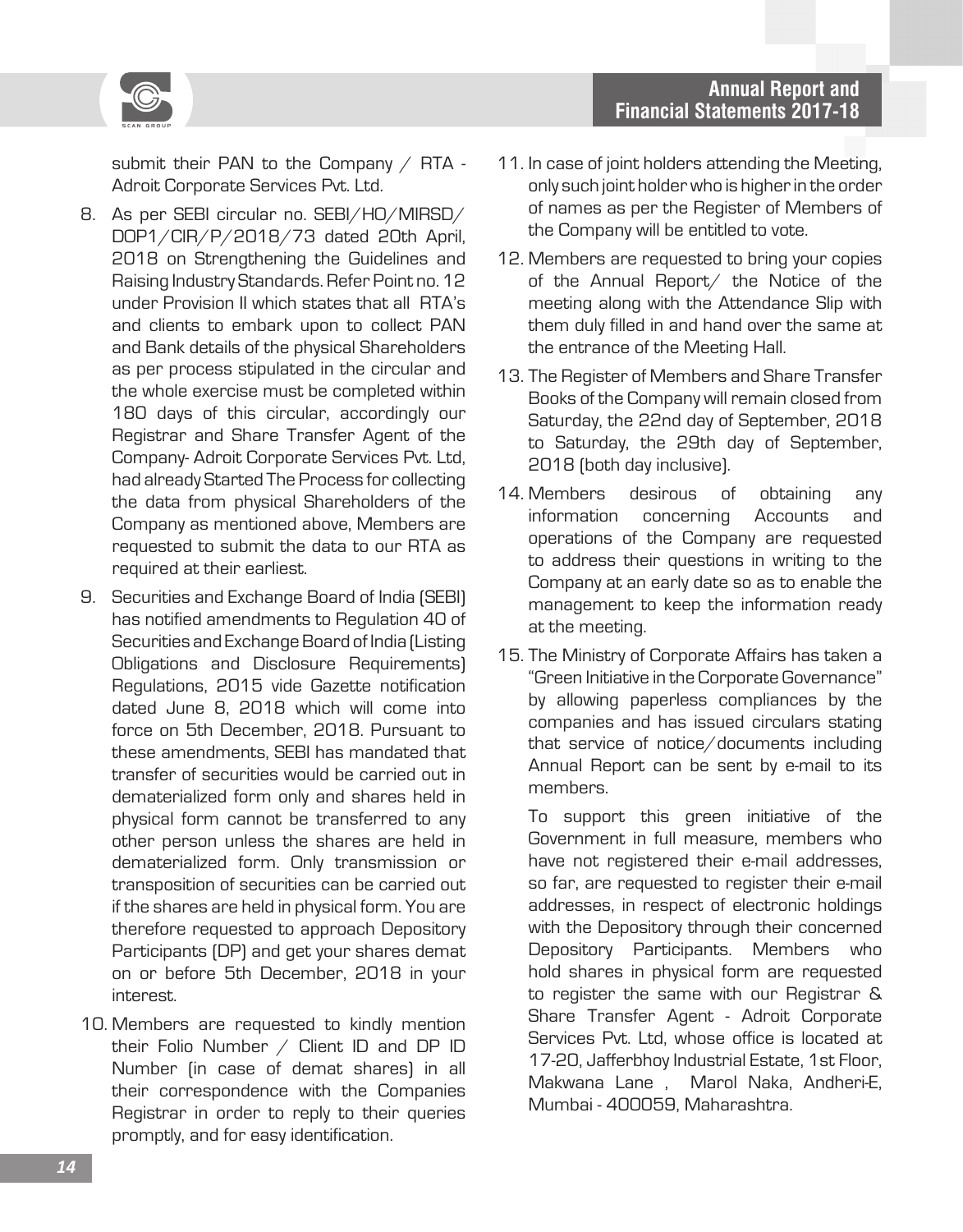submit their PAN to the Company / RTA - Adroit Corporate Services Pvt. Ltd.

8. As per SEBI circular no. SEBI/HO/MIRSD/DOP1/CIR/P/2018/73 dated 20th April, 2018 on Strengthening the Guidelines and Raising Industry Standards. Refer Point no. 12 under Provision II which states that all RTA's and clients to embark upon to collect PAN and Bank details of the physical Shareholders as per process stipulated in the circular and the whole exercise must be completed within 180 days of this circular, accordingly our Registrar and Share Transfer Agent of the Company- Adroit Corporate Services Pvt. Ltd, had already Started The Process for collecting the data from physical Shareholders of the Company as mentioned above, Members are requested to submit the data to our RTA as required at their earliest.

9. Securities and Exchange Board of India (SEBI) has notified amendments to Regulation 40 of Securities and Exchange Board of India (Listing Obligations and Disclosure Requirements) Regulations, 2015 vide Gazette notification dated June 8, 2018 which will come into force on 5th December, 2018. Pursuant to these amendments, SEBI has mandated that transfer of securities would be carried out in dematerialized form only and shares held in physical form cannot be transferred to any other person unless the shares are held in dematerialized form. Only transmission or transposition of securities can be carried out if the shares are held in physical form. You are therefore requested to approach Depository Participants (DP) and get your shares demat on or before 5th December, 2018 in your interest.

10. Members are requested to kindly mention their Folio Number / Client ID and DP ID Number (in case of demat shares) in all their correspondence with the Companies Registrar in order to reply to their queries promptly, and for easy identification.

11. In case of joint holders attending the Meeting, only such joint holder who is higher in the order of names as per the Register of Members of the Company will be entitled to vote.

12. Members are requested to bring your copies of the Annual Report/ the Notice of the meeting along with the Attendance Slip with them duly filled in and hand over the same at the entrance of the Meeting Hall.

13. The Register of Members and Share Transfer Books of the Company will remain closed from Saturday, the 22nd day of September, 2018 to Saturday, the 29th day of September, 2018 (both day inclusive).

14. Members desirous of obtaining any information concerning Accounts and operations of the Company are requested to address their questions in writing to the Company at an early date so as to enable the management to keep the information ready at the meeting.

15. The Ministry of Corporate Affairs has taken a "Green Initiative in the Corporate Governance" by allowing paperless compliances by the companies and has issued circulars stating that service of notice/documents including Annual Report can be sent by e-mail to its members.

    To support this green initiative of the Government in full measure, members who have not registered their e-mail addresses, so far, are requested to register their e-mail addresses, in respect of electronic holdings with the Depository through their concerned Depository Participants. Members who hold shares in physical form are requested to register the same with our Registrar & Share Transfer Agent - Adroit Corporate Services Pvt. Ltd, whose office is located at 17-20, Jafferbhoy Industrial Estate, 1st Floor, Makwana Lane , Marol Naka, Andheri-E, Mumbai - 400059, Maharashtra.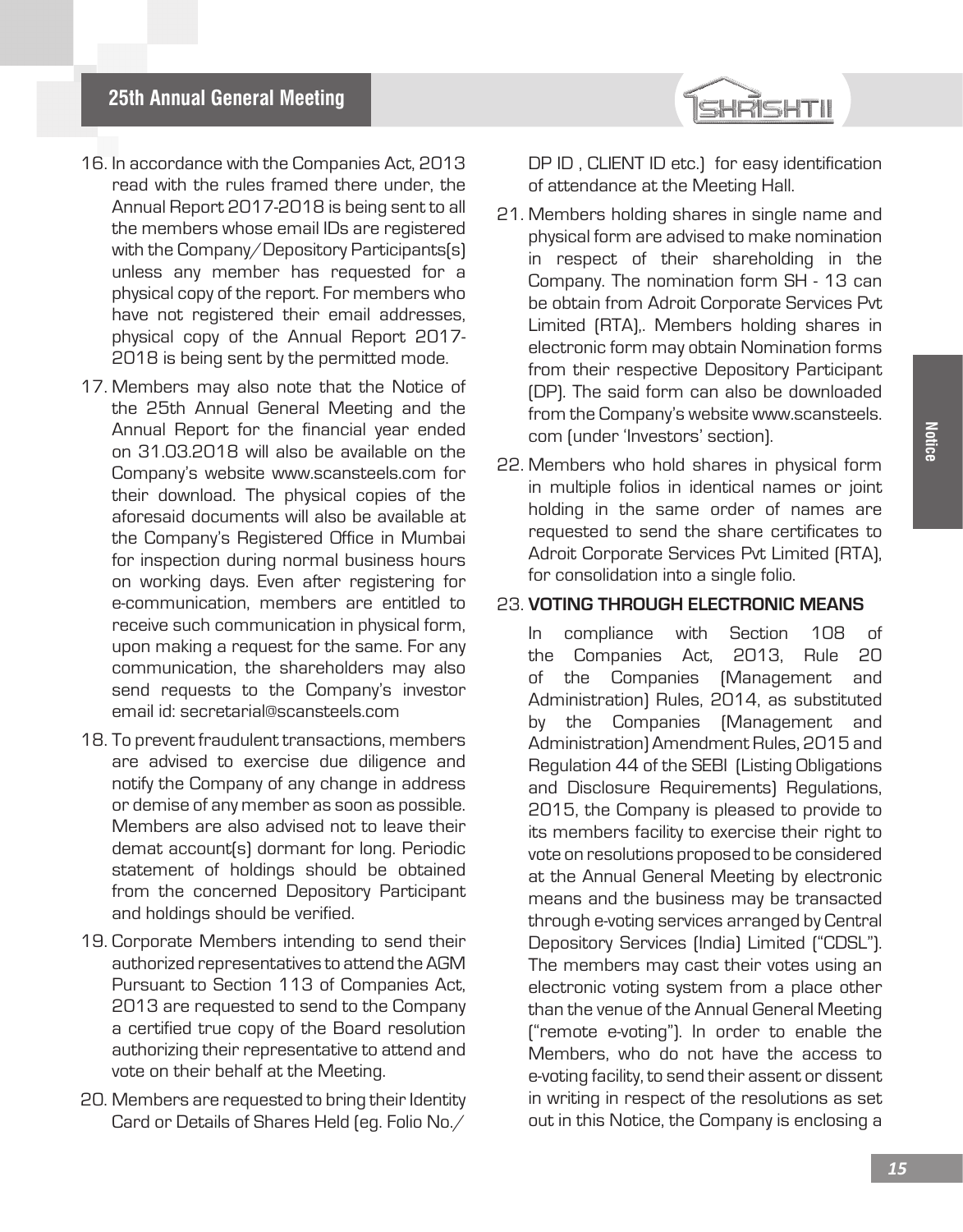16. In accordance with the Companies Act, 2013 read with the rules framed there under, the Annual Report 2017-2018 is being sent to all the members whose email IDs are registered with the Company/Depository Participants(s) unless any member has requested for a physical copy of the report. For members who have not registered their email addresses, physical copy of the Annual Report 2017-2018 is being sent by the permitted mode.

17. Members may also note that the Notice of the 25th Annual General Meeting and the Annual Report for the financial year ended on 31.03.2018 will also be available on the Company's website www.scansteels.com for their download. The physical copies of the aforesaid documents will also be available at the Company's Registered Office in Mumbai for inspection during normal business hours on working days. Even after registering for e-communication, members are entitled to receive such communication in physical form, upon making a request for the same. For any communication, the shareholders may also send requests to the Company's investor email id: secretarial@scansteels.com

18. To prevent fraudulent transactions, members are advised to exercise due diligence and notify the Company of any change in address or demise of any member as soon as possible. Members are also advised not to leave their demat account(s) dormant for long. Periodic statement of holdings should be obtained from the concerned Depository Participant and holdings should be verified.

19. Corporate Members intending to send their authorized representatives to attend the AGM Pursuant to Section 113 of Companies Act, 2013 are requested to send to the Company a certified true copy of the Board resolution authorizing their representative to attend and vote on their behalf at the Meeting.

20. Members are requested to bring their Identity Card or Details of Shares Held (eg. Folio No./ DP ID , CLIENT ID etc.) for easy identification of attendance at the Meeting Hall.

21. Members holding shares in single name and physical form are advised to make nomination in respect of their shareholding in the Company. The nomination form SH - 13 can be obtain from Adroit Corporate Services Pvt Limited (RTA),. Members holding shares in electronic form may obtain Nomination forms from their respective Depository Participant (DP). The said form can also be downloaded from the Company's website www.scansteels.com (under 'Investors' section).

22. Members who hold shares in physical form in multiple folios in identical names or joint holding in the same order of names are requested to send the share certificates to Adroit Corporate Services Pvt Limited (RTA), for consolidation into a single folio.

23. **VOTING THROUGH ELECTRONIC MEANS**

    In compliance with Section 108 of the Companies Act, 2013, Rule 20 of the Companies (Management and Administration) Rules, 2014, as substituted by the Companies (Management and Administration) Amendment Rules, 2015 and Regulation 44 of the SEBI (Listing Obligations and Disclosure Requirements) Regulations, 2015, the Company is pleased to provide to its members facility to exercise their right to vote on resolutions proposed to be considered at the Annual General Meeting by electronic means and the business may be transacted through e-voting services arranged by Central Depository Services (India) Limited ("CDSL"). The members may cast their votes using an electronic voting system from a place other than the venue of the Annual General Meeting ("remote e-voting"). In order to enable the Members, who do not have the access to e-voting facility, to send their assent or dissent in writing in respect of the resolutions as set out in this Notice, the Company is enclosing a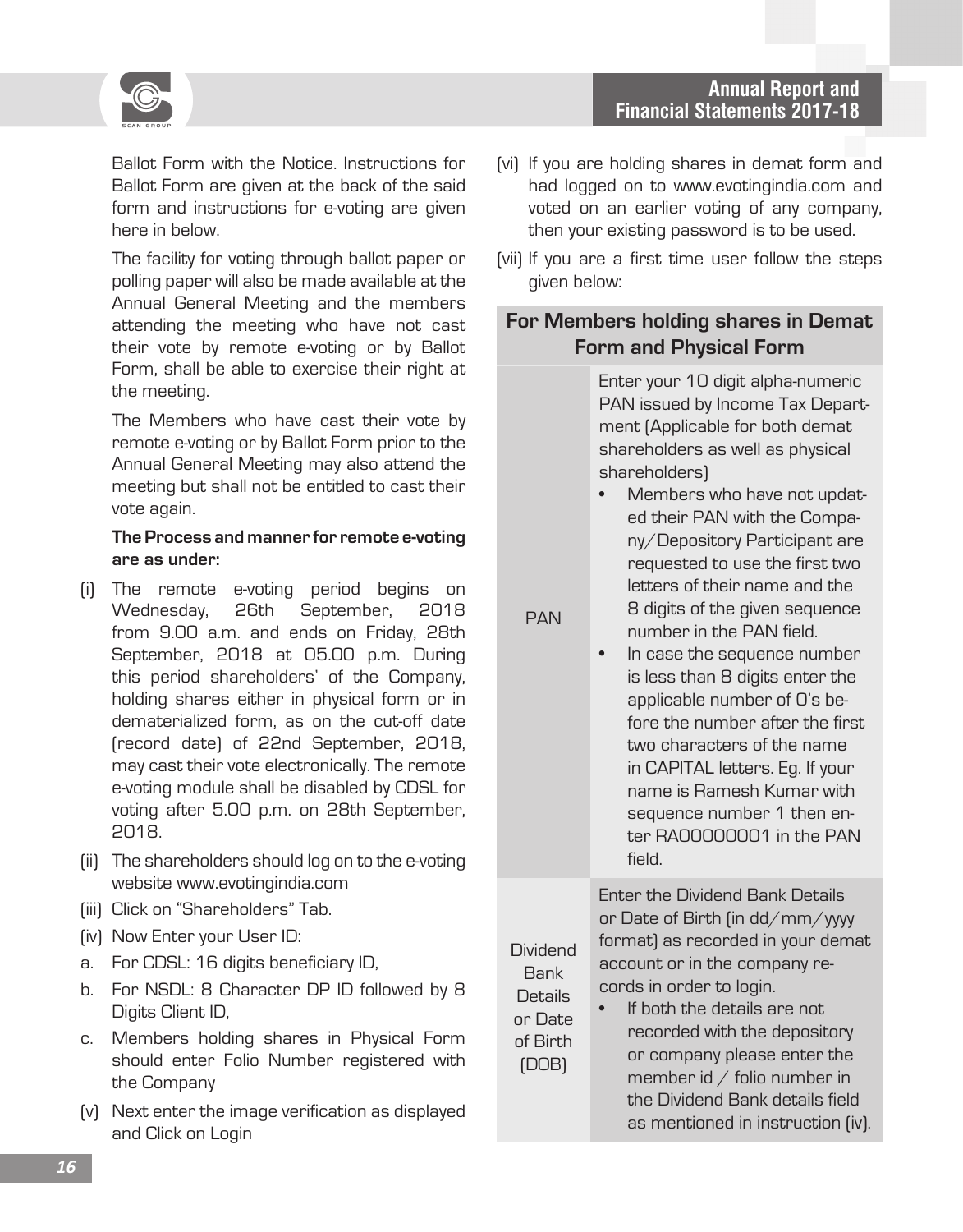Ballot Form with the Notice. Instructions for Ballot Form are given at the back of the said form and instructions for e-voting are given here in below.

The facility for voting through ballot paper or polling paper will also be made available at the Annual General Meeting and the members attending the meeting who have not cast their vote by remote e-voting or by Ballot Form, shall be able to exercise their right at the meeting.

The Members who have cast their vote by remote e-voting or by Ballot Form prior to the Annual General Meeting may also attend the meeting but shall not be entitled to cast their vote again.

**The Process and manner for remote e-voting are as under:**

(i) The remote e-voting period begins on Wednesday, 26th September, 2018 from 9.00 a.m. and ends on Friday, 28th September, 2018 at 05.00 p.m. During this period shareholders' of the Company, holding shares either in physical form or in dematerialized form, as on the cut-off date (record date) of 22nd September, 2018, may cast their vote electronically. The remote e-voting module shall be disabled by CDSL for voting after 5.00 p.m. on 28th September, 2018.

(ii) The shareholders should log on to the e-voting website www.evotingindia.com

(iii) Click on "Shareholders" Tab.

(iv) Now Enter your User ID:

a. For CDSL: 16 digits beneficiary ID,

b. For NSDL: 8 Character DP ID followed by 8 Digits Client ID,

c. Members holding shares in Physical Form should enter Folio Number registered with the Company

(v) Next enter the image verification as displayed and Click on Login

(vi) If you are holding shares in demat form and had logged on to www.evotingindia.com and voted on an earlier voting of any company, then your existing password is to be used.

(vii) If you are a first time user follow the steps given below:

| For Members holding shares in Demat Form and Physical Form | |
|---|---|
| PAN | Enter your 10 digit alpha-numeric PAN issued by Income Tax Department (Applicable for both demat shareholders as well as physical shareholders)<br>• Members who have not updated their PAN with the Company/Depository Participant are requested to use the first two letters of their name and the 8 digits of the given sequence number in the PAN field.<br>• In case the sequence number is less than 8 digits enter the applicable number of 0's before the number after the first two characters of the name in CAPITAL letters. Eg. If your name is Ramesh Kumar with sequence number 1 then enter RA00000001 in the PAN field. |
| Dividend Bank Details or Date of Birth (DOB) | Enter the Dividend Bank Details or Date of Birth (in dd/mm/yyyy format) as recorded in your demat account or in the company records in order to login.<br>• If both the details are not recorded with the depository or company please enter the member id / folio number in the Dividend Bank details field as mentioned in instruction (iv). |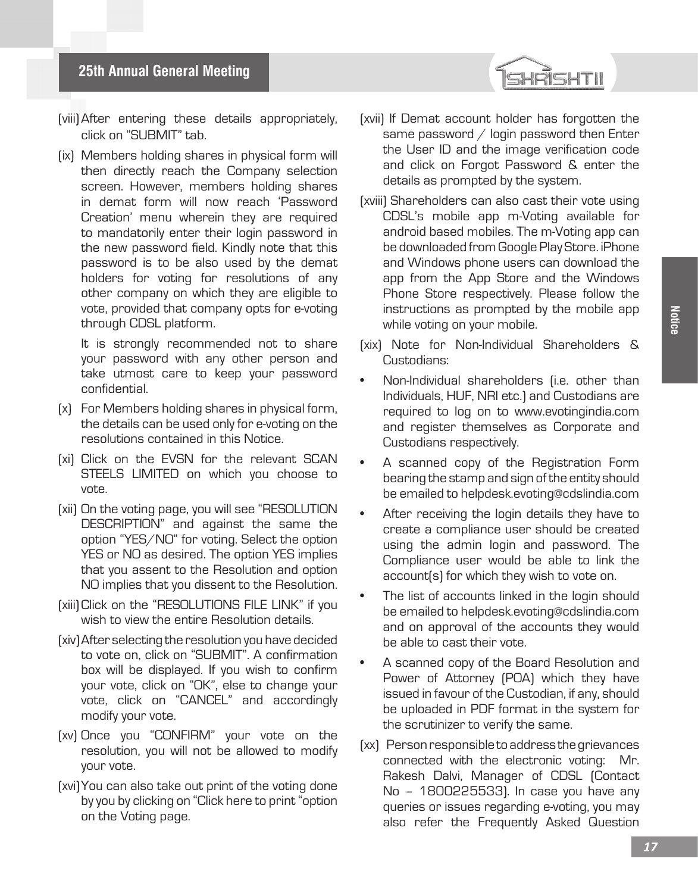(viii) After entering these details appropriately, click on "SUBMIT" tab.

(ix) Members holding shares in physical form will then directly reach the Company selection screen. However, members holding shares in demat form will now reach 'Password Creation' menu wherein they are required to mandatorily enter their login password in the new password field. Kindly note that this password is to be also used by the demat holders for voting for resolutions of any other company on which they are eligible to vote, provided that company opts for e-voting through CDSL platform.

It is strongly recommended not to share your password with any other person and take utmost care to keep your password confidential.

(x) For Members holding shares in physical form, the details can be used only for e-voting on the resolutions contained in this Notice.

(xi) Click on the EVSN for the relevant SCAN STEELS LIMITED on which you choose to vote.

(xii) On the voting page, you will see "RESOLUTION DESCRIPTION" and against the same the option "YES/NO" for voting. Select the option YES or NO as desired. The option YES implies that you assent to the Resolution and option NO implies that you dissent to the Resolution.

(xiii) Click on the "RESOLUTIONS FILE LINK" if you wish to view the entire Resolution details.

(xiv) After selecting the resolution you have decided to vote on, click on "SUBMIT". A confirmation box will be displayed. If you wish to confirm your vote, click on "OK", else to change your vote, click on "CANCEL" and accordingly modify your vote.

(xv) Once you "CONFIRM" your vote on the resolution, you will not be allowed to modify your vote.

(xvi) You can also take out print of the voting done by you by clicking on "Click here to print "option on the Voting page.

(xvii) If Demat account holder has forgotten the same password / login password then Enter the User ID and the image verification code and click on Forgot Password & enter the details as prompted by the system.

(xviii) Shareholders can also cast their vote using CDSL's mobile app m-Voting available for android based mobiles. The m-Voting app can be downloaded from Google Play Store. iPhone and Windows phone users can download the app from the App Store and the Windows Phone Store respectively. Please follow the instructions as prompted by the mobile app while voting on your mobile.

(xix) Note for Non-Individual Shareholders & Custodians:

- Non-Individual shareholders (i.e. other than Individuals, HUF, NRI etc.) and Custodians are required to log on to www.evotingindia.com and register themselves as Corporate and Custodians respectively.
- A scanned copy of the Registration Form bearing the stamp and sign of the entity should be emailed to helpdesk.evoting@cdslindia.com
- After receiving the login details they have to create a compliance user should be created using the admin login and password. The Compliance user would be able to link the account(s) for which they wish to vote on.
- The list of accounts linked in the login should be emailed to helpdesk.evoting@cdslindia.com and on approval of the accounts they would be able to cast their vote.
- A scanned copy of the Board Resolution and Power of Attorney (POA) which they have issued in favour of the Custodian, if any, should be uploaded in PDF format in the system for the scrutinizer to verify the same.

(xx) Person responsible to address the grievances connected with the electronic voting: Mr. Rakesh Dalvi, Manager of CDSL (Contact No – 1800225533). In case you have any queries or issues regarding e-voting, you may also refer the Frequently Asked Question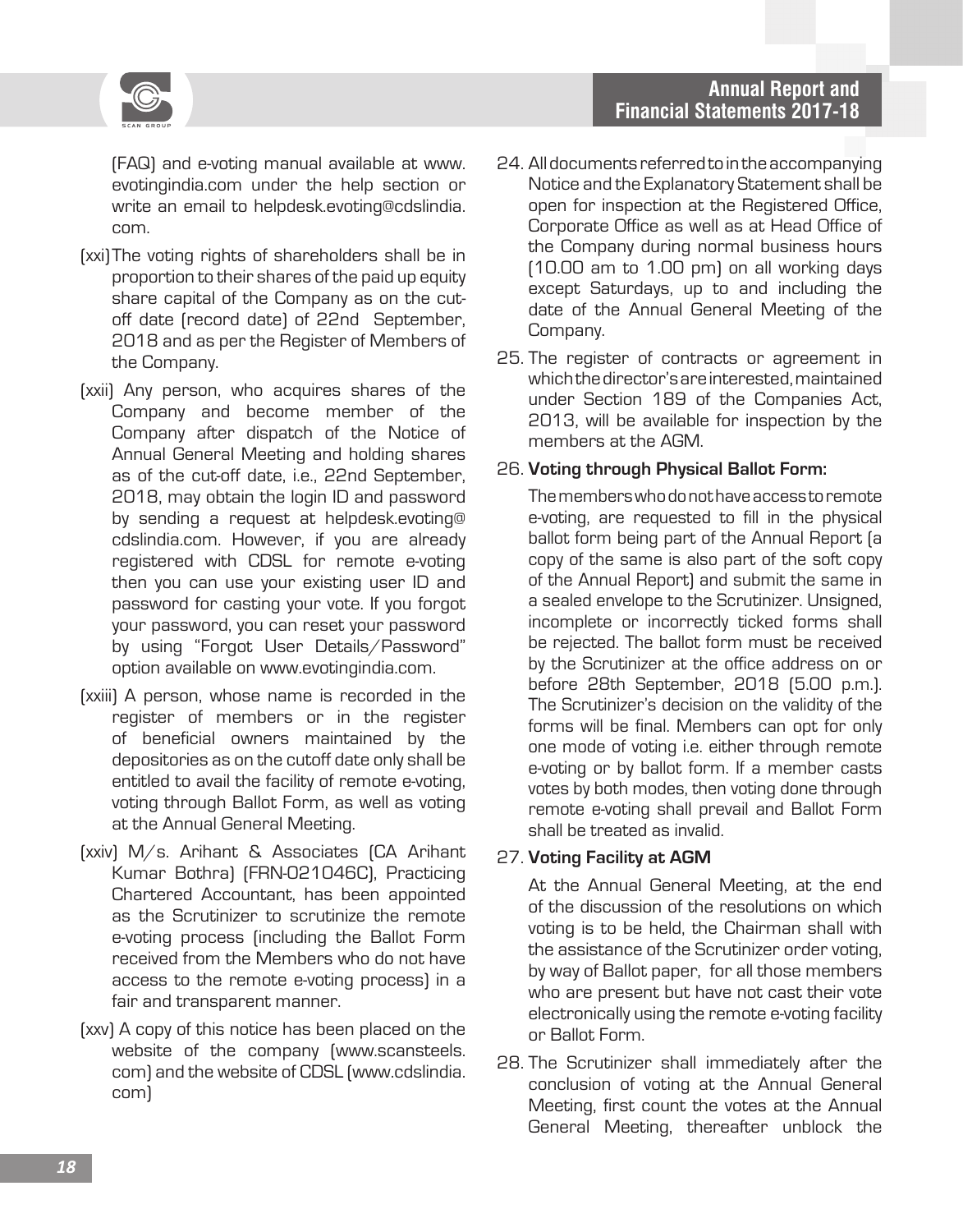(FAQ) and e-voting manual available at www.evotingindia.com under the help section or write an email to helpdesk.evoting@cdslindia.com.

(xxi) The voting rights of shareholders shall be in proportion to their shares of the paid up equity share capital of the Company as on the cut-off date (record date) of 22nd September, 2018 and as per the Register of Members of the Company.

(xxii) Any person, who acquires shares of the Company and become member of the Company after dispatch of the Notice of Annual General Meeting and holding shares as of the cut-off date, i.e., 22nd September, 2018, may obtain the login ID and password by sending a request at helpdesk.evoting@cdslindia.com. However, if you are already registered with CDSL for remote e-voting then you can use your existing user ID and password for casting your vote. If you forgot your password, you can reset your password by using "Forgot User Details/Password" option available on www.evotingindia.com.

(xxiii) A person, whose name is recorded in the register of members or in the register of beneficial owners maintained by the depositories as on the cutoff date only shall be entitled to avail the facility of remote e-voting, voting through Ballot Form, as well as voting at the Annual General Meeting.

(xxiv) M/s. Arihant & Associates (CA Arihant Kumar Bothra) (FRN-021046C), Practicing Chartered Accountant, has been appointed as the Scrutinizer to scrutinize the remote e-voting process (including the Ballot Form received from the Members who do not have access to the remote e-voting process) in a fair and transparent manner.

(xxv) A copy of this notice has been placed on the website of the company (www.scansteels.com) and the website of CDSL (www.cdslindia.com)

24. All documents referred to in the accompanying Notice and the Explanatory Statement shall be open for inspection at the Registered Office, Corporate Office as well as at Head Office of the Company during normal business hours (10.00 am to 1.00 pm) on all working days except Saturdays, up to and including the date of the Annual General Meeting of the Company.

25. The register of contracts or agreement in which the director's are interested, maintained under Section 189 of the Companies Act, 2013, will be available for inspection by the members at the AGM.

26. **Voting through Physical Ballot Form:**

    The members who do not have access to remote e-voting, are requested to fill in the physical ballot form being part of the Annual Report (a copy of the same is also part of the soft copy of the Annual Report) and submit the same in a sealed envelope to the Scrutinizer. Unsigned, incomplete or incorrectly ticked forms shall be rejected. The ballot form must be received by the Scrutinizer at the office address on or before 28th September, 2018 (5.00 p.m.). The Scrutinizer's decision on the validity of the forms will be final. Members can opt for only one mode of voting i.e. either through remote e-voting or by ballot form. If a member casts votes by both modes, then voting done through remote e-voting shall prevail and Ballot Form shall be treated as invalid.

27. **Voting Facility at AGM**

    At the Annual General Meeting, at the end of the discussion of the resolutions on which voting is to be held, the Chairman shall with the assistance of the Scrutinizer order voting, by way of Ballot paper, for all those members who are present but have not cast their vote electronically using the remote e-voting facility or Ballot Form.

28. The Scrutinizer shall immediately after the conclusion of voting at the Annual General Meeting, first count the votes at the Annual General Meeting, thereafter unblock the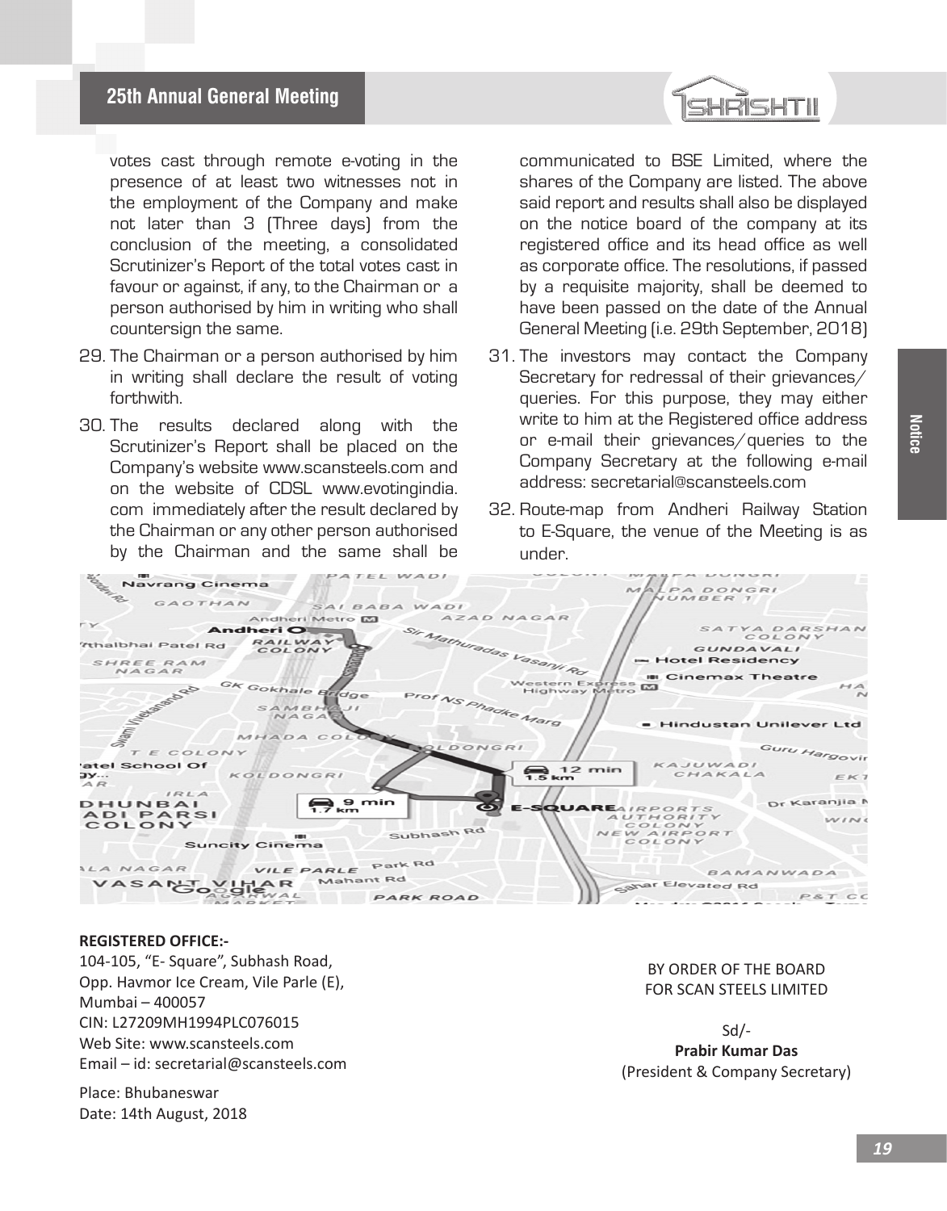votes cast through remote e-voting in the presence of at least two witnesses not in the employment of the Company and make not later than 3 (Three days) from the conclusion of the meeting, a consolidated Scrutinizer's Report of the total votes cast in favour or against, if any, to the Chairman or a person authorised by him in writing who shall countersign the same.

29. The Chairman or a person authorised by him in writing shall declare the result of voting forthwith.

30. The results declared along with the Scrutinizer's Report shall be placed on the Company's website www.scansteels.com and on the website of CDSL www.evotingindia.com immediately after the result declared by the Chairman or any other person authorised by the Chairman and the same shall be communicated to BSE Limited, where the shares of the Company are listed. The above said report and results shall also be displayed on the notice board of the company at its registered office and its head office as well as corporate office. The resolutions, if passed by a requisite majority, shall be deemed to have been passed on the date of the Annual General Meeting (i.e. 29th September, 2018)

31. The investors may contact the Company Secretary for redressal of their grievances/ queries. For this purpose, they may either write to him at the Registered office address or e-mail their grievances/queries to the Company Secretary at the following e-mail address: secretarial@scansteels.com

32. Route-map from Andheri Railway Station to E-Square, the venue of the Meeting is as under.

**REGISTERED OFFICE:-**
104-105, "E- Square", Subhash Road,
Opp. Havmor Ice Cream, Vile Parle (E),
Mumbai – 400057
CIN: L27209MH1994PLC076015
Web Site: www.scansteels.com
Email – id: secretarial@scansteels.com

Place: Bhubaneswar
Date: 14th August, 2018

BY ORDER OF THE BOARD
FOR SCAN STEELS LIMITED

Sd/-
**Prabir Kumar Das**
(President & Company Secretary)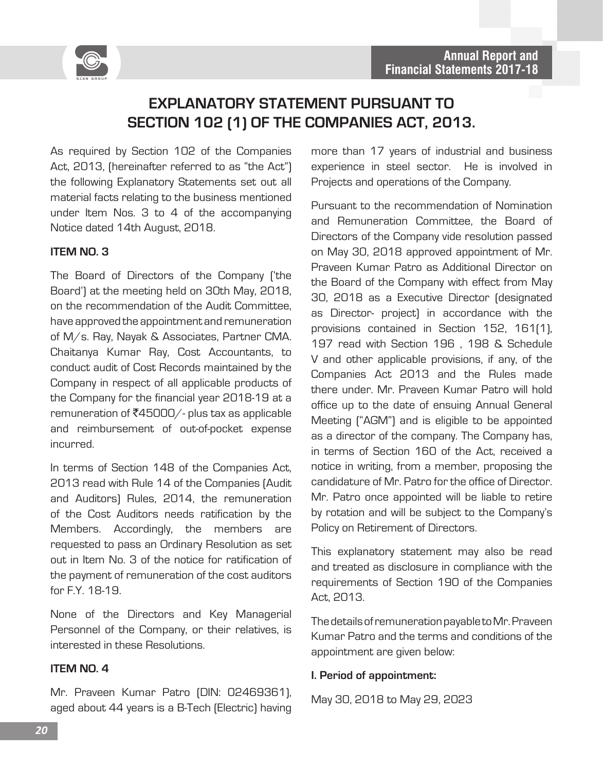# EXPLANATORY STATEMENT PURSUANT TO SECTION 102 (1) OF THE COMPANIES ACT, 2013.

As required by Section 102 of the Companies Act, 2013, (hereinafter referred to as "the Act") the following Explanatory Statements set out all material facts relating to the business mentioned under Item Nos. 3 to 4 of the accompanying Notice dated 14th August, 2018.

**ITEM NO. 3**

The Board of Directors of the Company ('the Board') at the meeting held on 30th May, 2018, on the recommendation of the Audit Committee, have approved the appointment and remuneration of M/s. Ray, Nayak & Associates, Partner CMA. Chaitanya Kumar Ray, Cost Accountants, to conduct audit of Cost Records maintained by the Company in respect of all applicable products of the Company for the financial year 2018-19 at a remuneration of ₹45000/- plus tax as applicable and reimbursement of out-of-pocket expense incurred.

In terms of Section 148 of the Companies Act, 2013 read with Rule 14 of the Companies (Audit and Auditors) Rules, 2014, the remuneration of the Cost Auditors needs ratification by the Members. Accordingly, the members are requested to pass an Ordinary Resolution as set out in Item No. 3 of the notice for ratification of the payment of remuneration of the cost auditors for F.Y. 18-19.

None of the Directors and Key Managerial Personnel of the Company, or their relatives, is interested in these Resolutions.

**ITEM NO. 4**

Mr. Praveen Kumar Patro (DIN: 02469361), aged about 44 years is a B-Tech (Electric) having more than 17 years of industrial and business experience in steel sector. He is involved in Projects and operations of the Company.

Pursuant to the recommendation of Nomination and Remuneration Committee, the Board of Directors of the Company vide resolution passed on May 30, 2018 approved appointment of Mr. Praveen Kumar Patro as Additional Director on the Board of the Company with effect from May 30, 2018 as a Executive Director (designated as Director- project) in accordance with the provisions contained in Section 152, 161(1), 197 read with Section 196 , 198 & Schedule V and other applicable provisions, if any, of the Companies Act 2013 and the Rules made there under. Mr. Praveen Kumar Patro will hold office up to the date of ensuing Annual General Meeting ("AGM") and is eligible to be appointed as a director of the company. The Company has, in terms of Section 160 of the Act, received a notice in writing, from a member, proposing the candidature of Mr. Patro for the office of Director. Mr. Patro once appointed will be liable to retire by rotation and will be subject to the Company's Policy on Retirement of Directors.

This explanatory statement may also be read and treated as disclosure in compliance with the requirements of Section 190 of the Companies Act, 2013.

The details of remuneration payable to Mr. Praveen Kumar Patro and the terms and conditions of the appointment are given below:

**I. Period of appointment:**

May 30, 2018 to May 29, 2023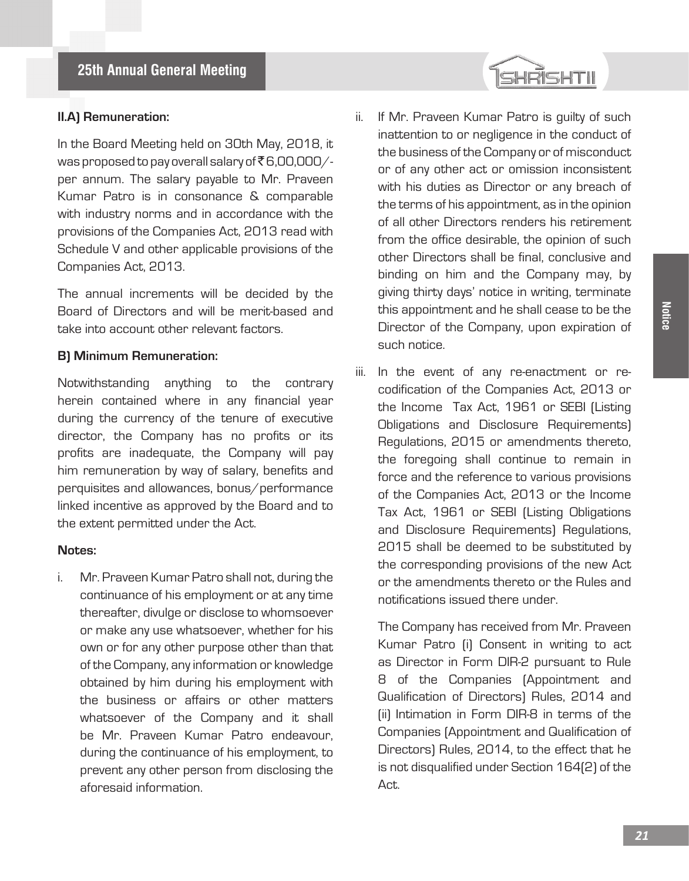**II.A) Remuneration:**

In the Board Meeting held on 30th May, 2018, it was proposed to pay overall salary of ₹6,00,000/- per annum. The salary payable to Mr. Praveen Kumar Patro is in consonance & comparable with industry norms and in accordance with the provisions of the Companies Act, 2013 read with Schedule V and other applicable provisions of the Companies Act, 2013.

The annual increments will be decided by the Board of Directors and will be merit-based and take into account other relevant factors.

**B) Minimum Remuneration:**

Notwithstanding anything to the contrary herein contained where in any financial year during the currency of the tenure of executive director, the Company has no profits or its profits are inadequate, the Company will pay him remuneration by way of salary, benefits and perquisites and allowances, bonus/performance linked incentive as approved by the Board and to the extent permitted under the Act.

**Notes:**

i. Mr. Praveen Kumar Patro shall not, during the continuance of his employment or at any time thereafter, divulge or disclose to whomsoever or make any use whatsoever, whether for his own or for any other purpose other than that of the Company, any information or knowledge obtained by him during his employment with the business or affairs or other matters whatsoever of the Company and it shall be Mr. Praveen Kumar Patro endeavour, during the continuance of his employment, to prevent any other person from disclosing the aforesaid information.

ii. If Mr. Praveen Kumar Patro is guilty of such inattention to or negligence in the conduct of the business of the Company or of misconduct or of any other act or omission inconsistent with his duties as Director or any breach of the terms of his appointment, as in the opinion of all other Directors renders his retirement from the office desirable, the opinion of such other Directors shall be final, conclusive and binding on him and the Company may, by giving thirty days' notice in writing, terminate this appointment and he shall cease to be the Director of the Company, upon expiration of such notice.

iii. In the event of any re-enactment or re-codification of the Companies Act, 2013 or the Income Tax Act, 1961 or SEBI (Listing Obligations and Disclosure Requirements) Regulations, 2015 or amendments thereto, the foregoing shall continue to remain in force and the reference to various provisions of the Companies Act, 2013 or the Income Tax Act, 1961 or SEBI (Listing Obligations and Disclosure Requirements) Regulations, 2015 shall be deemed to be substituted by the corresponding provisions of the new Act or the amendments thereto or the Rules and notifications issued there under.

The Company has received from Mr. Praveen Kumar Patro (i) Consent in writing to act as Director in Form DIR-2 pursuant to Rule 8 of the Companies (Appointment and Qualification of Directors) Rules, 2014 and (ii) Intimation in Form DIR-8 in terms of the Companies (Appointment and Qualification of Directors) Rules, 2014, to the effect that he is not disqualified under Section 164(2) of the Act.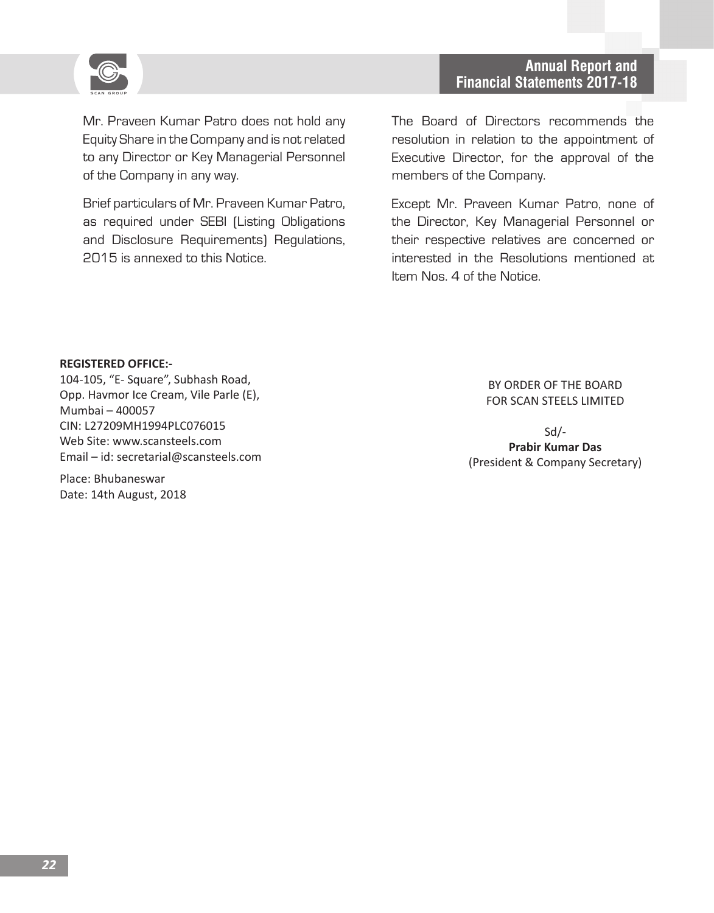Mr. Praveen Kumar Patro does not hold any Equity Share in the Company and is not related to any Director or Key Managerial Personnel of the Company in any way.

Brief particulars of Mr. Praveen Kumar Patro, as required under SEBI (Listing Obligations and Disclosure Requirements) Regulations, 2015 is annexed to this Notice.

The Board of Directors recommends the resolution in relation to the appointment of Executive Director, for the approval of the members of the Company.

Except Mr. Praveen Kumar Patro, none of the Director, Key Managerial Personnel or their respective relatives are concerned or interested in the Resolutions mentioned at Item Nos. 4 of the Notice.

**REGISTERED OFFICE:-**
104-105, "E- Square", Subhash Road,
Opp. Havmor Ice Cream, Vile Parle (E),
Mumbai – 400057
CIN: L27209MH1994PLC076015
Web Site: www.scansteels.com
Email – id: secretarial@scansteels.com

Place: Bhubaneswar
Date: 14th August, 2018

BY ORDER OF THE BOARD
FOR SCAN STEELS LIMITED

Sd/-
**Prabir Kumar Das**
(President & Company Secretary)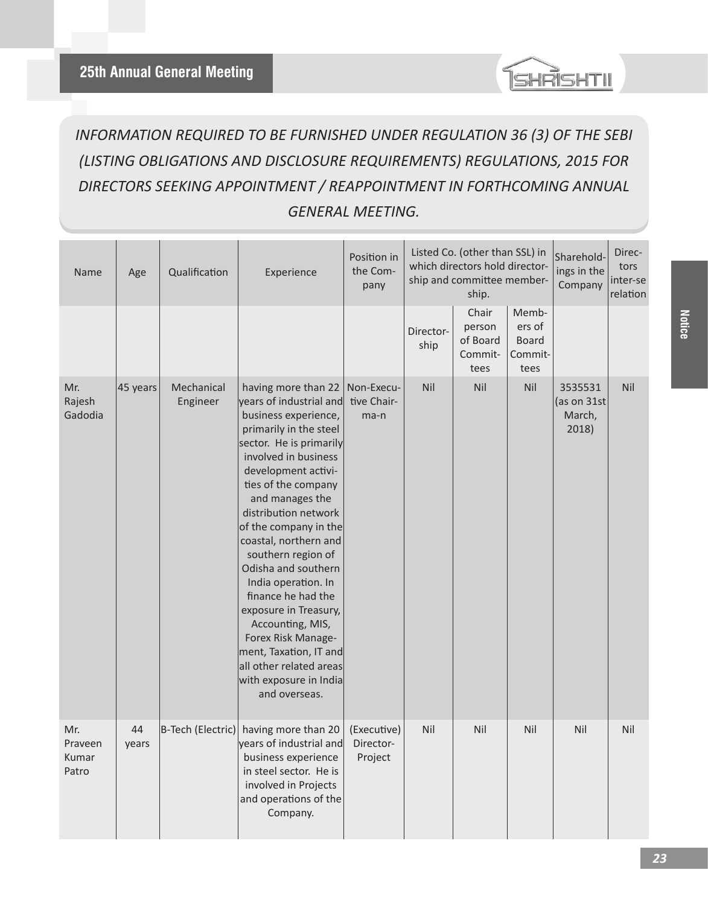## INFORMATION REQUIRED TO BE FURNISHED UNDER REGULATION 36 (3) OF THE SEBI (LISTING OBLIGATIONS AND DISCLOSURE REQUIREMENTS) REGULATIONS, 2015 FOR DIRECTORS SEEKING APPOINTMENT / REAPPOINTMENT IN FORTHCOMING ANNUAL GENERAL MEETING.

| Name | Age | Qualification | Experience | Position in the Company | Listed Co. (other than SSL) in which directors hold directorship and committee membership. | | | Shareholdings in the Company | Directors inter-se relation |
|---|---|---|---|---|---|---|---|---|---|
| | | | | | Directorship | Chair person of Board Committees | Members of Board Committees | | |
| Mr. Rajesh Gadodia | 45 years | Mechanical Engineer | having more than 22 years of industrial and business experience, primarily in the steel sector. He is primarily involved in business development activities of the company and manages the distribution network of the company in the coastal, northern and southern region of Odisha and southern India operation. In finance he had the exposure in Treasury, Accounting, MIS, Forex Risk Management, Taxation, IT and all other related areas with exposure in India and overseas. | Non-Executive Chairman | Nil | Nil | Nil | 3535531 (as on 31st March, 2018) | Nil |
| Mr. Praveen Kumar Patro | 44 years | B-Tech (Electric) | having more than 20 years of industrial and business experience in steel sector. He is involved in Projects and operations of the Company. | (Executive) Director-Project | Nil | Nil | Nil | Nil | Nil |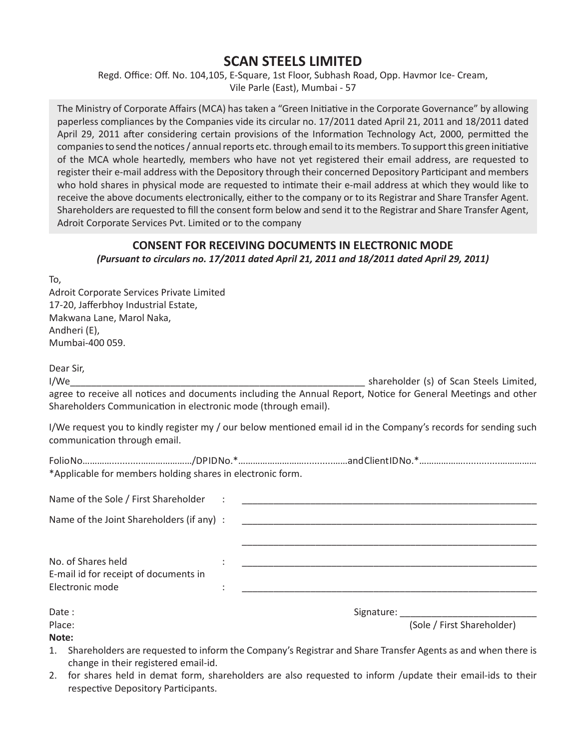# SCAN STEELS LIMITED

Regd. Office: Off. No. 104,105, E-Square, 1st Floor, Subhash Road, Opp. Havmor Ice- Cream, Vile Parle (East), Mumbai - 57

The Ministry of Corporate Affairs (MCA) has taken a "Green Initiative in the Corporate Governance" by allowing paperless compliances by the Companies vide its circular no. 17/2011 dated April 21, 2011 and 18/2011 dated April 29, 2011 after considering certain provisions of the Information Technology Act, 2000, permitted the companies to send the notices / annual reports etc. through email to its members. To support this green initiative of the MCA whole heartedly, members who have not yet registered their email address, are requested to register their e-mail address with the Depository through their concerned Depository Participant and members who hold shares in physical mode are requested to intimate their e-mail address at which they would like to receive the above documents electronically, either to the company or to its Registrar and Share Transfer Agent. Shareholders are requested to fill the consent form below and send it to the Registrar and Share Transfer Agent, Adroit Corporate Services Pvt. Limited or to the company

## CONSENT FOR RECEIVING DOCUMENTS IN ELECTRONIC MODE

***(Pursuant to circulars no. 17/2011 dated April 21, 2011 and 18/2011 dated April 29, 2011)***

To,
Adroit Corporate Services Private Limited
17-20, Jafferbhoy Industrial Estate,
Makwana Lane, Marol Naka,
Andheri (E),
Mumbai-400 059.

Dear Sir,

I/We_____________________________________________ shareholder (s) of Scan Steels Limited, agree to receive all notices and documents including the Annual Report, Notice for General Meetings and other Shareholders Communication in electronic mode (through email).

I/We request you to kindly register my / our below mentioned email id in the Company's records for sending such communication through email.

FolioNo……………………………………/DPIDNo.*………………………………………andClientIDNo.*…………………………………………

*Applicable for members holding shares in electronic form.

Name of the Sole / First Shareholder : _____________________________________________

Name of the Joint Shareholders (if any) : _____________________________________________

_____________________________________________

No. of Shares held : _____________________________________________

E-mail id for receipt of documents in Electronic mode : _____________________________________________

Date :

Place:

Signature: ______________________

(Sole / First Shareholder)

**Note:**

1. Shareholders are requested to inform the Company's Registrar and Share Transfer Agents as and when there is change in their registered email-id.
2. for shares held in demat form, shareholders are also requested to inform /update their email-ids to their respective Depository Participants.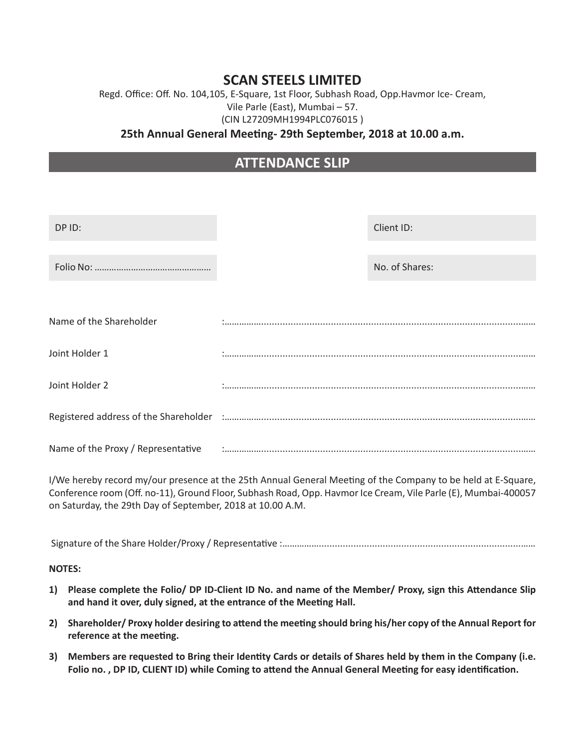# SCAN STEELS LIMITED

Regd. Office: Off. No. 104,105, E-Square, 1st Floor, Subhash Road, Opp.Havmor Ice- Cream,
Vile Parle (East), Mumbai – 57.
(CIN L27209MH1994PLC076015 )

**25th Annual General Meeting- 29th September, 2018 at 10.00 a.m.**

## ATTENDANCE SLIP

| | |
|---|---|
| DP ID: | Client ID: |
| Folio No: ………………………………………… | No. of Shares: |

Name of the Shareholder :…………………………………………………………………………………………………

Joint Holder 1 :…………………………………………………………………………………………………

Joint Holder 2 :…………………………………………………………………………………………………

Registered address of the Shareholder :…………………………………………………………………………………………………

Name of the Proxy / Representative :…………………………………………………………………………………………………

I/We hereby record my/our presence at the 25th Annual General Meeting of the Company to be held at E-Square, Conference room (Off. no-11), Ground Floor, Subhash Road, Opp. Havmor Ice Cream, Vile Parle (E), Mumbai-400057 on Saturday, the 29th Day of September, 2018 at 10.00 A.M.

Signature of the Share Holder/Proxy / Representative :………………………………………………………………………………………

**NOTES:**

1) **Please complete the Folio/ DP ID-Client ID No. and name of the Member/ Proxy, sign this Attendance Slip and hand it over, duly signed, at the entrance of the Meeting Hall.**
2) **Shareholder/ Proxy holder desiring to attend the meeting should bring his/her copy of the Annual Report for reference at the meeting.**
3) **Members are requested to Bring their Identity Cards or details of Shares held by them in the Company (i.e. Folio no. , DP ID, CLIENT ID) while Coming to attend the Annual General Meeting for easy identification.**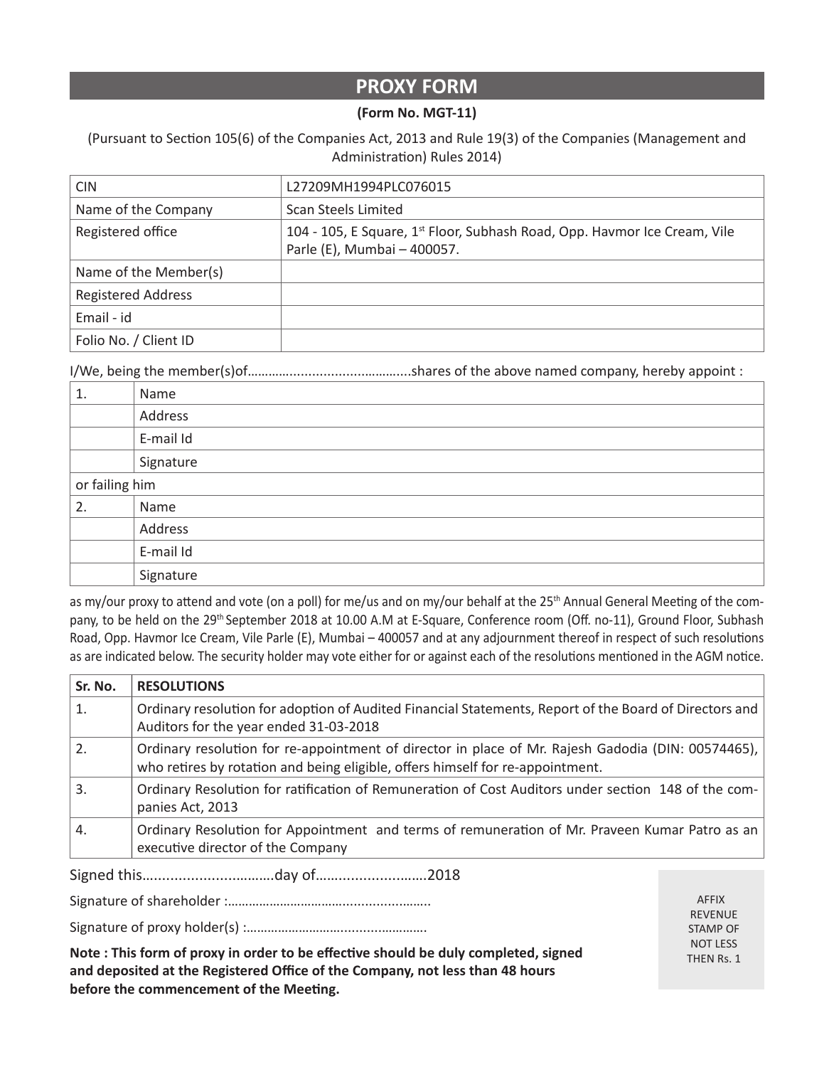# PROXY FORM

**(Form No. MGT-11)**

(Pursuant to Section 105(6) of the Companies Act, 2013 and Rule 19(3) of the Companies (Management and Administration) Rules 2014)

| | |
|---|---|
| CIN | L27209MH1994PLC076015 |
| Name of the Company | Scan Steels Limited |
| Registered office | 104 - 105, E Square, 1st Floor, Subhash Road, Opp. Havmor Ice Cream, Vile Parle (E), Mumbai – 400057. |
| Name of the Member(s) | |
| Registered Address | |
| Email - id | |
| Folio No. / Client ID | |

I/We, being the member(s)of……….................................shares of the above named company, hereby appoint :

| | |
|---|---|
| 1. | Name |
| | Address |
| | E-mail Id |
| | Signature |
| or failing him | |
| 2. | Name |
| | Address |
| | E-mail Id |
| | Signature |

as my/our proxy to attend and vote (on a poll) for me/us and on my/our behalf at the 25th Annual General Meeting of the company, to be held on the 29th September 2018 at 10.00 A.M at E-Square, Conference room (Off. no-11), Ground Floor, Subhash Road, Opp. Havmor Ice Cream, Vile Parle (E), Mumbai – 400057 and at any adjournment thereof in respect of such resolutions as are indicated below. The security holder may vote either for or against each of the resolutions mentioned in the AGM notice.

| Sr. No. | RESOLUTIONS |
|---|---|
| 1. | Ordinary resolution for adoption of Audited Financial Statements, Report of the Board of Directors and Auditors for the year ended 31-03-2018 |
| 2. | Ordinary resolution for re-appointment of director in place of Mr. Rajesh Gadodia (DIN: 00574465), who retires by rotation and being eligible, offers himself for re-appointment. |
| 3. | Ordinary Resolution for ratification of Remuneration of Cost Auditors under section 148 of the companies Act, 2013 |
| 4. | Ordinary Resolution for Appointment and terms of remuneration of Mr. Praveen Kumar Patro as an executive director of the Company |

Signed this…..............................day of…........................2018

Signature of shareholder :……………………………......................

Signature of proxy holder(s) :…………………………......................

AFFIX REVENUE STAMP OF NOT LESS THEN Rs. 1

**Note : This form of proxy in order to be effective should be duly completed, signed and deposited at the Registered Office of the Company, not less than 48 hours before the commencement of the Meeting.**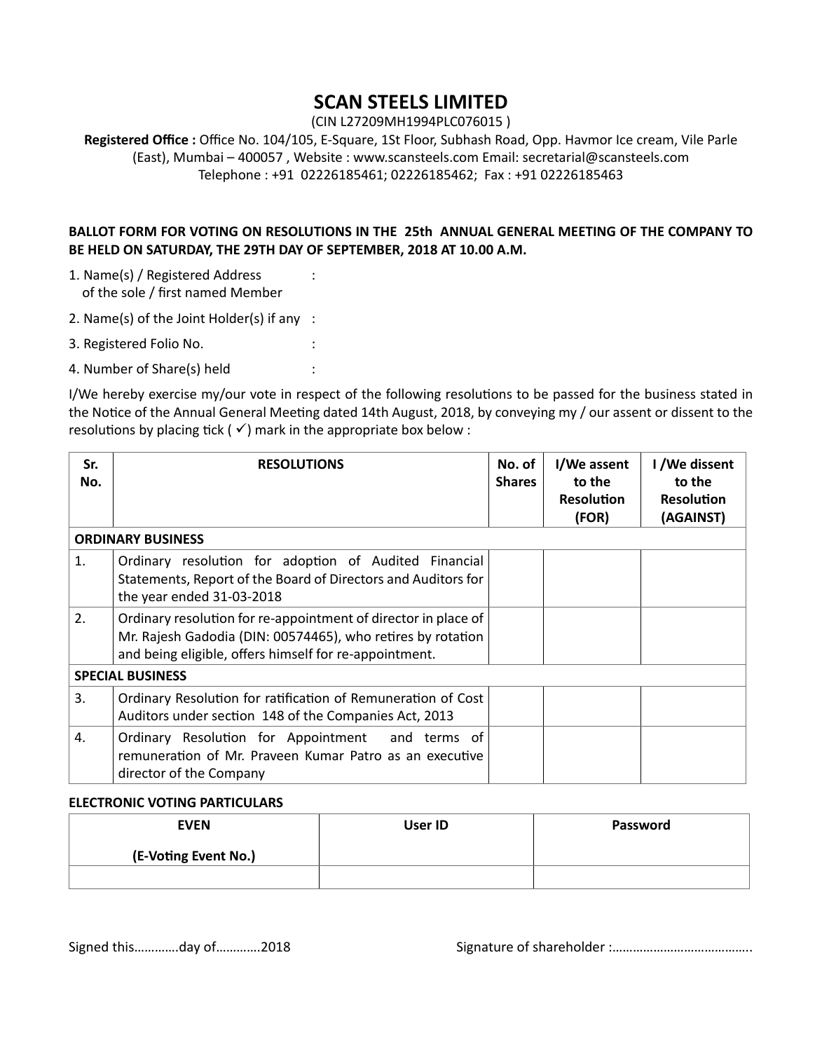# SCAN STEELS LIMITED

(CIN L27209MH1994PLC076015 )

**Registered Office :** Office No. 104/105, E-Square, 1St Floor, Subhash Road, Opp. Havmor Ice cream, Vile Parle (East), Mumbai – 400057 , Website : www.scansteels.com Email: secretarial@scansteels.com
Telephone : +91 02226185461; 02226185462; Fax : +91 02226185463

**BALLOT FORM FOR VOTING ON RESOLUTIONS IN THE 25th ANNUAL GENERAL MEETING OF THE COMPANY TO BE HELD ON SATURDAY, THE 29TH DAY OF SEPTEMBER, 2018 AT 10.00 A.M.**

1. Name(s) / Registered Address of the sole / first named Member :
2. Name(s) of the Joint Holder(s) if any :
3. Registered Folio No. :
4. Number of Share(s) held :

I/We hereby exercise my/our vote in respect of the following resolutions to be passed for the business stated in the Notice of the Annual General Meeting dated 14th August, 2018, by conveying my / our assent or dissent to the resolutions by placing tick ( ✓) mark in the appropriate box below :

| Sr. No. | RESOLUTIONS | No. of Shares | I/We assent to the Resolution (FOR) | I /We dissent to the Resolution (AGAINST) |
|---|---|---|---|---|
| **ORDINARY BUSINESS** | | | | |
| 1. | Ordinary resolution for adoption of Audited Financial Statements, Report of the Board of Directors and Auditors for the year ended 31-03-2018 | | | |
| 2. | Ordinary resolution for re-appointment of director in place of Mr. Rajesh Gadodia (DIN: 00574465), who retires by rotation and being eligible, offers himself for re-appointment. | | | |
| **SPECIAL BUSINESS** | | | | |
| 3. | Ordinary Resolution for ratification of Remuneration of Cost Auditors under section 148 of the Companies Act, 2013 | | | |
| 4. | Ordinary Resolution for Appointment and terms of remuneration of Mr. Praveen Kumar Patro as an executive director of the Company | | | |

**ELECTRONIC VOTING PARTICULARS**

| EVEN (E-Voting Event No.) | User ID | Password |
|---|---|---|
| | | |

Signed this…………day of…………2018 Signature of shareholder :…………………………………..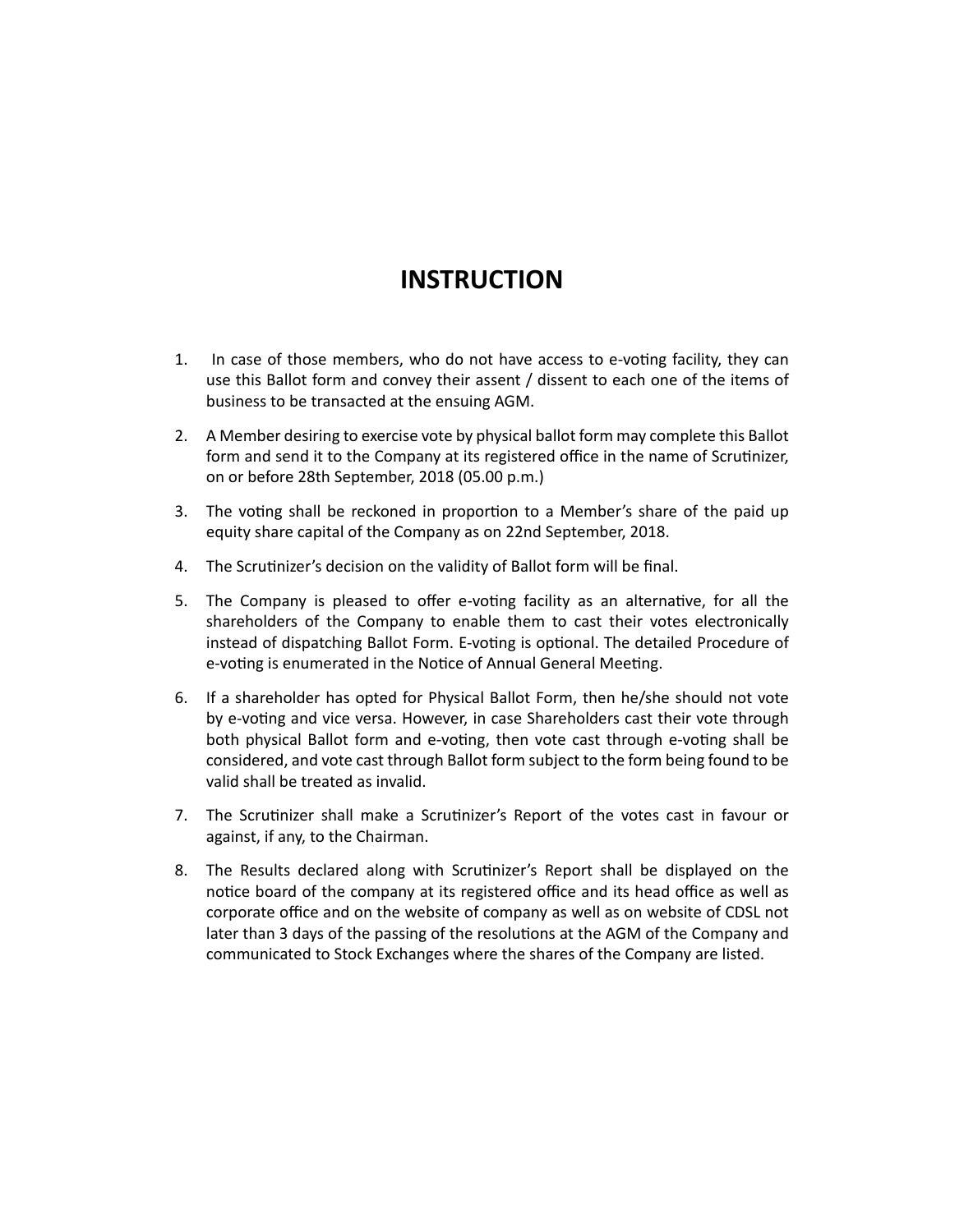# INSTRUCTION

1. In case of those members, who do not have access to e-voting facility, they can use this Ballot form and convey their assent / dissent to each one of the items of business to be transacted at the ensuing AGM.
2. A Member desiring to exercise vote by physical ballot form may complete this Ballot form and send it to the Company at its registered office in the name of Scrutinizer, on or before 28th September, 2018 (05.00 p.m.)
3. The voting shall be reckoned in proportion to a Member's share of the paid up equity share capital of the Company as on 22nd September, 2018.
4. The Scrutinizer's decision on the validity of Ballot form will be final.
5. The Company is pleased to offer e-voting facility as an alternative, for all the shareholders of the Company to enable them to cast their votes electronically instead of dispatching Ballot Form. E-voting is optional. The detailed Procedure of e-voting is enumerated in the Notice of Annual General Meeting.
6. If a shareholder has opted for Physical Ballot Form, then he/she should not vote by e-voting and vice versa. However, in case Shareholders cast their vote through both physical Ballot form and e-voting, then vote cast through e-voting shall be considered, and vote cast through Ballot form subject to the form being found to be valid shall be treated as invalid.
7. The Scrutinizer shall make a Scrutinizer's Report of the votes cast in favour or against, if any, to the Chairman.
8. The Results declared along with Scrutinizer's Report shall be displayed on the notice board of the company at its registered office and its head office as well as corporate office and on the website of company as well as on website of CDSL not later than 3 days of the passing of the resolutions at the AGM of the Company and communicated to Stock Exchanges where the shares of the Company are listed.